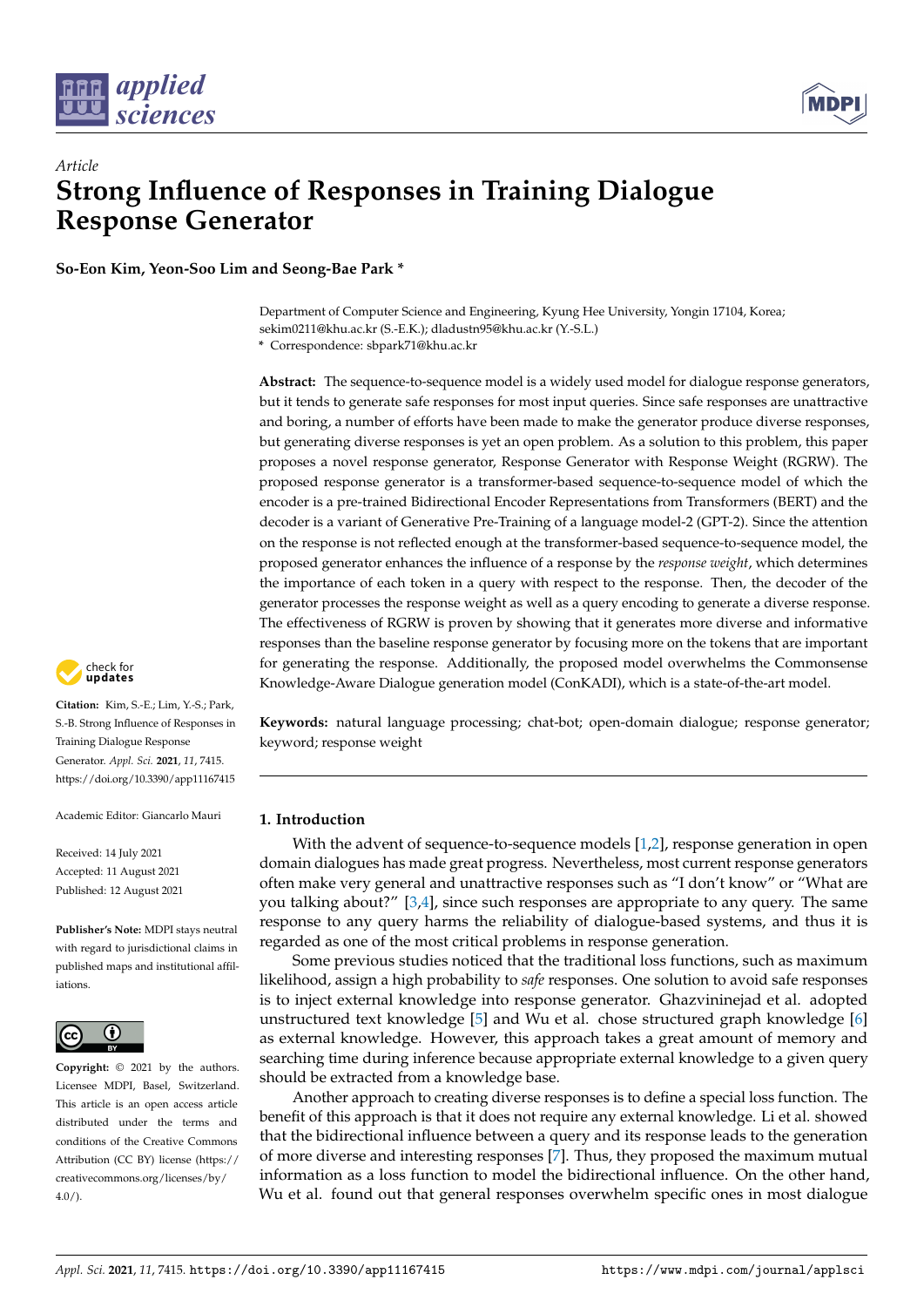*Article*

# Strong Influence of Responses in Training Dialogue Response Generator

**So-Eon Kim, Yeon-Soo Lim and Seong-Bae Park ***

Department of Computer Science and Engineering, Kyung Hee University, Yongin 17104, Korea; sekim0211@khu.ac.kr (S.-E.K.); dladustn95@khu.ac.kr (Y.-S.L.)
* Correspondence: sbpark71@khu.ac.kr

**Abstract:** The sequence-to-sequence model is a widely used model for dialogue response generators, but it tends to generate safe responses for most input queries. Since safe responses are unattractive and boring, a number of efforts have been made to make the generator produce diverse responses, but generating diverse responses is yet an open problem. As a solution to this problem, this paper proposes a novel response generator, Response Generator with Response Weight (RGRW). The proposed response generator is a transformer-based sequence-to-sequence model of which the encoder is a pre-trained Bidirectional Encoder Representations from Transformers (BERT) and the decoder is a variant of Generative Pre-Training of a language model-2 (GPT-2). Since the attention on the response is not reflected enough at the transformer-based sequence-to-sequence model, the proposed generator enhances the influence of a response by the *response weight*, which determines the importance of each token in a query with respect to the response. Then, the decoder of the generator processes the response weight as well as a query encoding to generate a diverse response. The effectiveness of RGRW is proven by showing that it generates more diverse and informative responses than the baseline response generator by focusing more on the tokens that are important for generating the response. Additionally, the proposed model overwhelms the Commonsense Knowledge-Aware Dialogue generation model (ConKADI), which is a state-of-the-art model.

**Keywords:** natural language processing; chat-bot; open-domain dialogue; response generator; keyword; response weight

**Citation:** Kim, S.-E.; Lim, Y.-S.; Park, S.-B. Strong Influence of Responses in Training Dialogue Response Generator. *Appl. Sci.* **2021**, *11*, 7415. https://doi.org/10.3390/app11167415

Academic Editor: Giancarlo Mauri

Received: 14 July 2021
Accepted: 11 August 2021
Published: 12 August 2021

**Publisher's Note:** MDPI stays neutral with regard to jurisdictional claims in published maps and institutional affiliations.

**Copyright:** © 2021 by the authors. Licensee MDPI, Basel, Switzerland. This article is an open access article distributed under the terms and conditions of the Creative Commons Attribution (CC BY) license (https://creativecommons.org/licenses/by/4.0/).

## 1. Introduction

With the advent of sequence-to-sequence models [1,2], response generation in open domain dialogues has made great progress. Nevertheless, most current response generators often make very general and unattractive responses such as "I don't know" or "What are you talking about?" [3,4], since such responses are appropriate to any query. The same response to any query harms the reliability of dialogue-based systems, and thus it is regarded as one of the most critical problems in response generation.

Some previous studies noticed that the traditional loss functions, such as maximum likelihood, assign a high probability to *safe* responses. One solution to avoid safe responses is to inject external knowledge into response generator. Ghazvininejad et al. adopted unstructured text knowledge [5] and Wu et al. chose structured graph knowledge [6] as external knowledge. However, this approach takes a great amount of memory and searching time during inference because appropriate external knowledge to a given query should be extracted from a knowledge base.

Another approach to creating diverse responses is to define a special loss function. The benefit of this approach is that it does not require any external knowledge. Li et al. showed that the bidirectional influence between a query and its response leads to the generation of more diverse and interesting responses [7]. Thus, they proposed the maximum mutual information as a loss function to model the bidirectional influence. On the other hand, Wu et al. found out that general responses overwhelm specific ones in most dialogue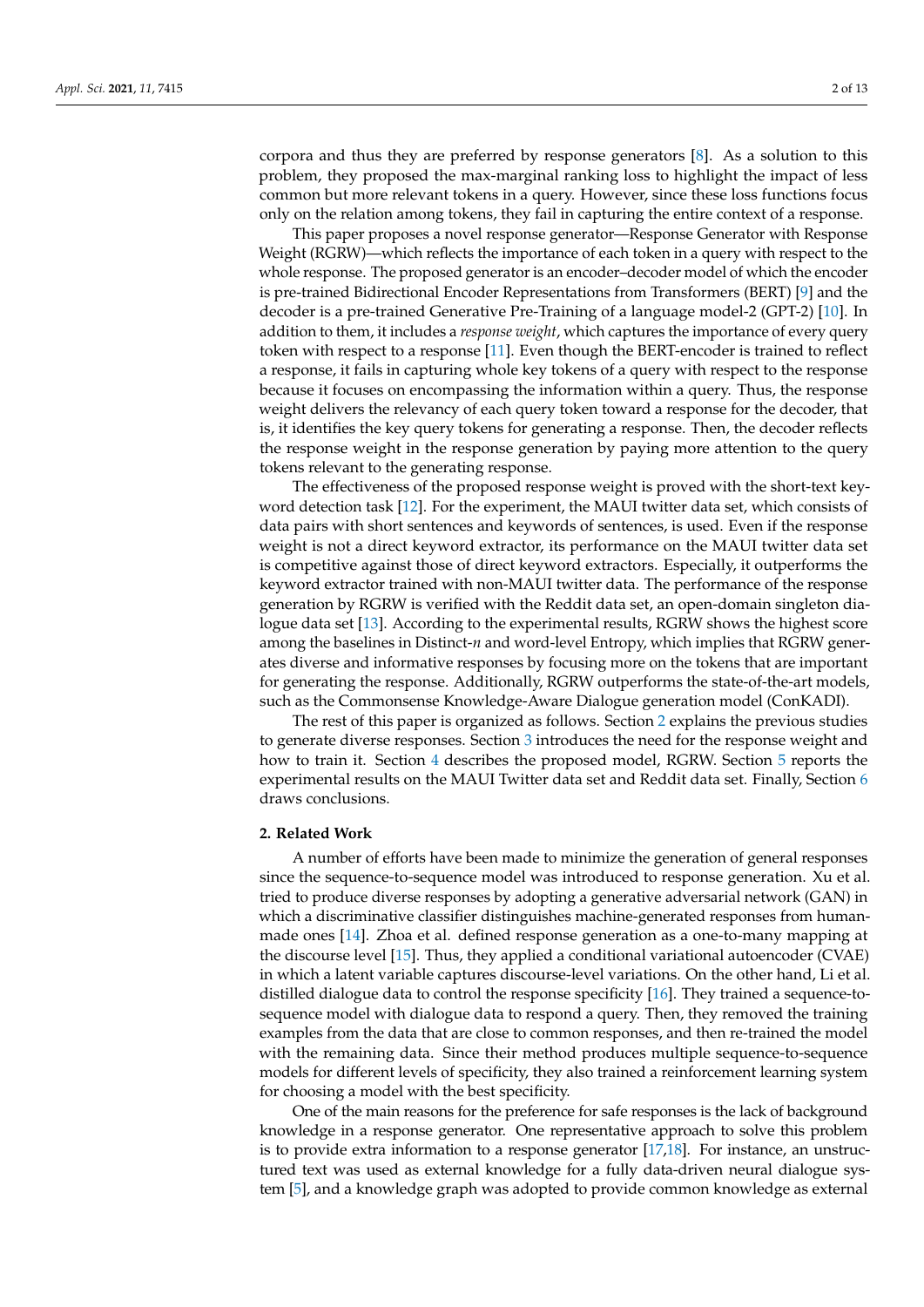corpora and thus they are preferred by response generators [8]. As a solution to this problem, they proposed the max-marginal ranking loss to highlight the impact of less common but more relevant tokens in a query. However, since these loss functions focus only on the relation among tokens, they fail in capturing the entire context of a response.

This paper proposes a novel response generator—Response Generator with Response Weight (RGRW)—which reflects the importance of each token in a query with respect to the whole response. The proposed generator is an encoder–decoder model of which the encoder is pre-trained Bidirectional Encoder Representations from Transformers (BERT) [9] and the decoder is a pre-trained Generative Pre-Training of a language model-2 (GPT-2) [10]. In addition to them, it includes a *response weight*, which captures the importance of every query token with respect to a response [11]. Even though the BERT-encoder is trained to reflect a response, it fails in capturing whole key tokens of a query with respect to the response because it focuses on encompassing the information within a query. Thus, the response weight delivers the relevancy of each query token toward a response for the decoder, that is, it identifies the key query tokens for generating a response. Then, the decoder reflects the response weight in the response generation by paying more attention to the query tokens relevant to the generating response.

The effectiveness of the proposed response weight is proved with the short-text keyword detection task [12]. For the experiment, the MAUI twitter data set, which consists of data pairs with short sentences and keywords of sentences, is used. Even if the response weight is not a direct keyword extractor, its performance on the MAUI twitter data set is competitive against those of direct keyword extractors. Especially, it outperforms the keyword extractor trained with non-MAUI twitter data. The performance of the response generation by RGRW is verified with the Reddit data set, an open-domain singleton dialogue data set [13]. According to the experimental results, RGRW shows the highest score among the baselines in Distinct-*n* and word-level Entropy, which implies that RGRW generates diverse and informative responses by focusing more on the tokens that are important for generating the response. Additionally, RGRW outperforms the state-of-the-art models, such as the Commonsense Knowledge-Aware Dialogue generation model (ConKADI).

The rest of this paper is organized as follows. Section 2 explains the previous studies to generate diverse responses. Section 3 introduces the need for the response weight and how to train it. Section 4 describes the proposed model, RGRW. Section 5 reports the experimental results on the MAUI Twitter data set and Reddit data set. Finally, Section 6 draws conclusions.

## 2. Related Work

A number of efforts have been made to minimize the generation of general responses since the sequence-to-sequence model was introduced to response generation. Xu et al. tried to produce diverse responses by adopting a generative adversarial network (GAN) in which a discriminative classifier distinguishes machine-generated responses from human-made ones [14]. Zhoa et al. defined response generation as a one-to-many mapping at the discourse level [15]. Thus, they applied a conditional variational autoencoder (CVAE) in which a latent variable captures discourse-level variations. On the other hand, Li et al. distilled dialogue data to control the response specificity [16]. They trained a sequence-to-sequence model with dialogue data to respond a query. Then, they removed the training examples from the data that are close to common responses, and then re-trained the model with the remaining data. Since their method produces multiple sequence-to-sequence models for different levels of specificity, they also trained a reinforcement learning system for choosing a model with the best specificity.

One of the main reasons for the preference for safe responses is the lack of background knowledge in a response generator. One representative approach to solve this problem is to provide extra information to a response generator [17,18]. For instance, an unstructured text was used as external knowledge for a fully data-driven neural dialogue system [5], and a knowledge graph was adopted to provide common knowledge as external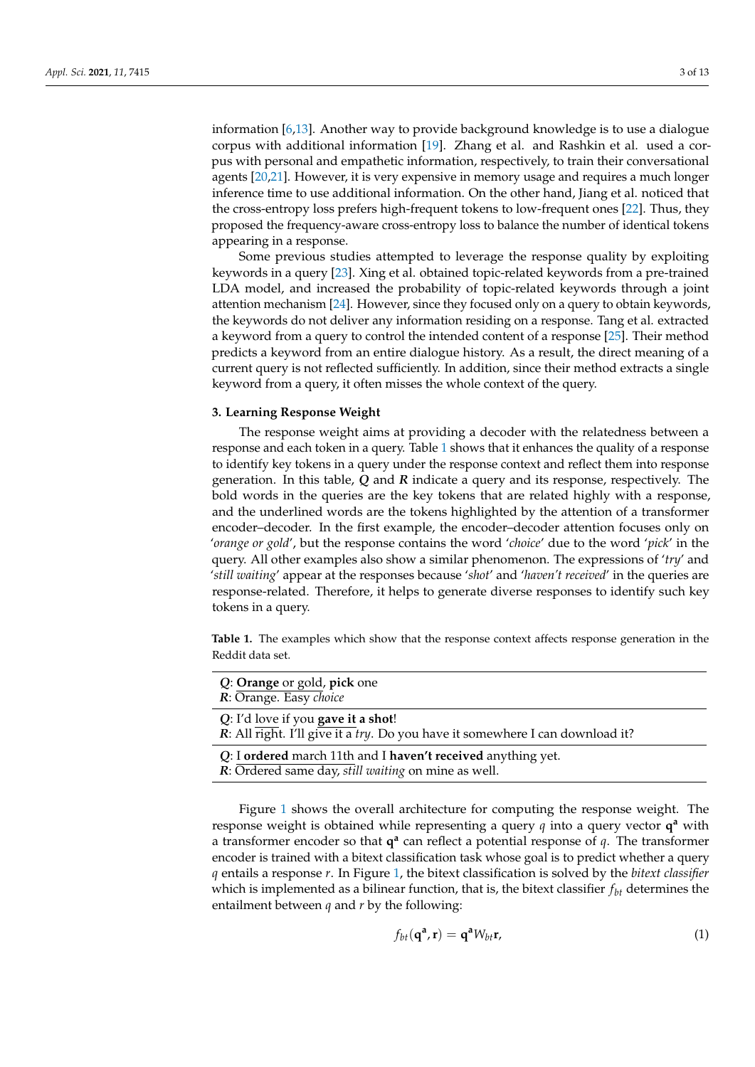information [6,13]. Another way to provide background knowledge is to use a dialogue corpus with additional information [19]. Zhang et al. and Rashkin et al. used a corpus with personal and empathetic information, respectively, to train their conversational agents [20,21]. However, it is very expensive in memory usage and requires a much longer inference time to use additional information. On the other hand, Jiang et al. noticed that the cross-entropy loss prefers high-frequent tokens to low-frequent ones [22]. Thus, they proposed the frequency-aware cross-entropy loss to balance the number of identical tokens appearing in a response.

Some previous studies attempted to leverage the response quality by exploiting keywords in a query [23]. Xing et al. obtained topic-related keywords from a pre-trained LDA model, and increased the probability of topic-related keywords through a joint attention mechanism [24]. However, since they focused only on a query to obtain keywords, the keywords do not deliver any information residing on a response. Tang et al. extracted a keyword from a query to control the intended content of a response [25]. Their method predicts a keyword from an entire dialogue history. As a result, the direct meaning of a current query is not reflected sufficiently. In addition, since their method extracts a single keyword from a query, it often misses the whole context of the query.

### 3. Learning Response Weight

The response weight aims at providing a decoder with the relatedness between a response and each token in a query. Table 1 shows that it enhances the quality of a response to identify key tokens in a query under the response context and reflect them into response generation. In this table, ***Q*** and ***R*** indicate a query and its response, respectively. The bold words in the queries are the key tokens that are related highly with a response, and the underlined words are the tokens highlighted by the attention of a transformer encoder–decoder. In the first example, the encoder–decoder attention focuses only on '*orange or gold*', but the response contains the word '*choice*' due to the word '*pick*' in the query. All other examples also show a similar phenomenon. The expressions of '*try*' and '*still waiting*' appear at the responses because '*shot*' and '*haven't received*' in the queries are response-related. Therefore, it helps to generate diverse responses to identify such key tokens in a query.

**Table 1.** The examples which show that the response context affects response generation in the Reddit data set.

| |
|---|
| ***Q***: <u>**Orange** or gold</u>, **pick** one<br>***R***: <u>Orange</u>. Easy *choice* |
| ***Q***: I'd <u>love</u> if you <u>**gave it a shot**</u>!<br>***R***: All <u>right</u>. <u>I'll give it a</u> *try*. Do you have it somewhere I can download it? |
| ***Q***: I <u>**ordered** march 11th</u> and I **haven't received** anything yet.<br>***R***: <u>Ordered</u> same day, <u>*still*</u> *waiting* on mine as well. |

Figure 1 shows the overall architecture for computing the response weight. The response weight is obtained while representing a query $q$ into a query vector $\mathbf{q^a}$ with a transformer encoder so that $\mathbf{q^a}$ can reflect a potential response of $q$. The transformer encoder is trained with a bitext classification task whose goal is to predict whether a query $q$ entails a response $r$. In Figure 1, the bitext classification is solved by the *bitext classifier* which is implemented as a bilinear function, that is, the bitext classifier $f_{bt}$ determines the entailment between $q$ and $r$ by the following:

$$f_{bt}(\mathbf{q^a}, \mathbf{r}) = \mathbf{q^a} W_{bt} \mathbf{r}, \tag{1}$$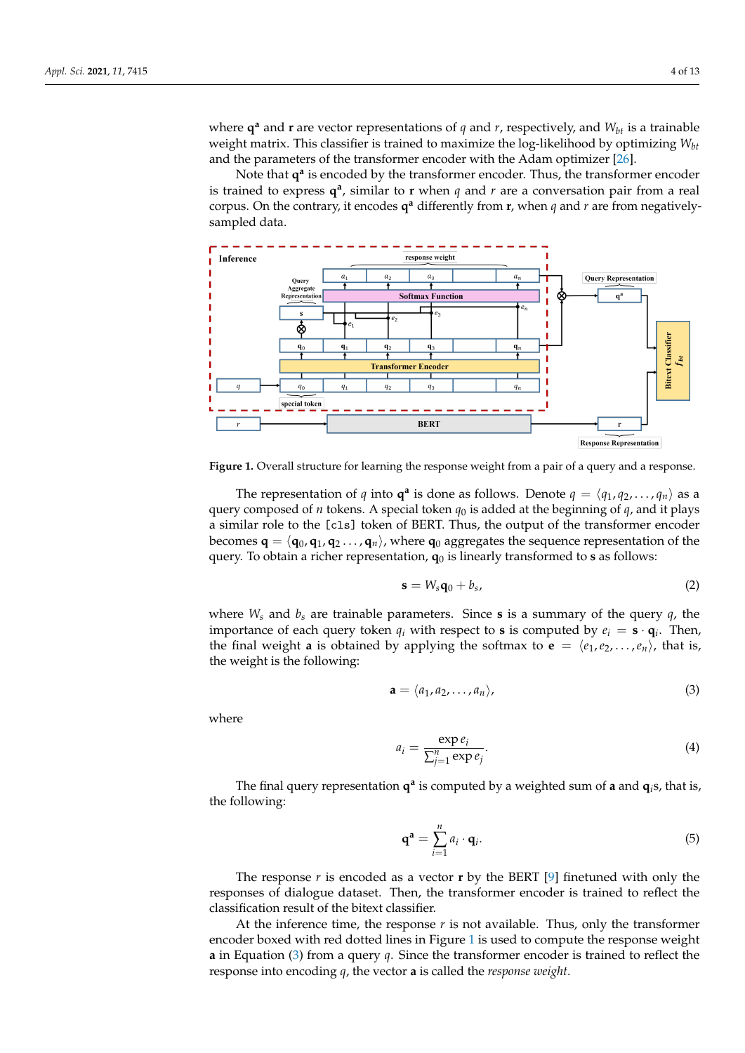where $\mathbf{q^a}$ and $\mathbf{r}$ are vector representations of $q$ and $r$, respectively, and $W_{bt}$ is a trainable weight matrix. This classifier is trained to maximize the log-likelihood by optimizing $W_{bt}$ and the parameters of the transformer encoder with the Adam optimizer [26].

Note that $\mathbf{q^a}$ is encoded by the transformer encoder. Thus, the transformer encoder is trained to express $\mathbf{q^a}$, similar to $\mathbf{r}$ when $q$ and $r$ are a conversation pair from a real corpus. On the contrary, it encodes $\mathbf{q^a}$ differently from $\mathbf{r}$, when $q$ and $r$ are from negatively-sampled data.

**Figure 1.** Overall structure for learning the response weight from a pair of a query and a response.

The representation of $q$ into $\mathbf{q^a}$ is done as follows. Denote $q = \langle q_1, q_2, \ldots, q_n \rangle$ as a query composed of $n$ tokens. A special token $q_0$ is added at the beginning of $q$, and it plays a similar role to the `[cls]` token of BERT. Thus, the output of the transformer encoder becomes $\mathbf{q} = \langle \mathbf{q}_0, \mathbf{q}_1, \mathbf{q}_2 \ldots, \mathbf{q}_n \rangle$, where $\mathbf{q}_0$ aggregates the sequence representation of the query. To obtain a richer representation, $\mathbf{q}_0$ is linearly transformed to $\mathbf{s}$ as follows:

$$\mathbf{s} = W_s \mathbf{q}_0 + b_s, \tag{2}$$

where $W_s$ and $b_s$ are trainable parameters. Since $\mathbf{s}$ is a summary of the query $q$, the importance of each query token $q_i$ with respect to $\mathbf{s}$ is computed by $e_i = \mathbf{s} \cdot \mathbf{q}_i$. Then, the final weight $\mathbf{a}$ is obtained by applying the softmax to $\mathbf{e} = \langle e_1, e_2, \ldots, e_n \rangle$, that is, the weight is the following:

$$\mathbf{a} = \langle a_1, a_2, \ldots, a_n \rangle, \tag{3}$$

where

$$a_i = \frac{\exp e_i}{\sum_{j=1}^{n} \exp e_j}. \tag{4}$$

The final query representation $\mathbf{q^a}$ is computed by a weighted sum of $\mathbf{a}$ and $\mathbf{q}_i$s, that is, the following:

$$\mathbf{q^a} = \sum_{i=1}^{n} a_i \cdot \mathbf{q}_i. \tag{5}$$

The response $r$ is encoded as a vector $\mathbf{r}$ by the BERT [9] finetuned with only the responses of dialogue dataset. Then, the transformer encoder is trained to reflect the classification result of the bitext classifier.

At the inference time, the response $r$ is not available. Thus, only the transformer encoder boxed with red dotted lines in Figure 1 is used to compute the response weight $\mathbf{a}$ in Equation (3) from a query $q$. Since the transformer encoder is trained to reflect the response into encoding $q$, the vector $\mathbf{a}$ is called the *response weight*.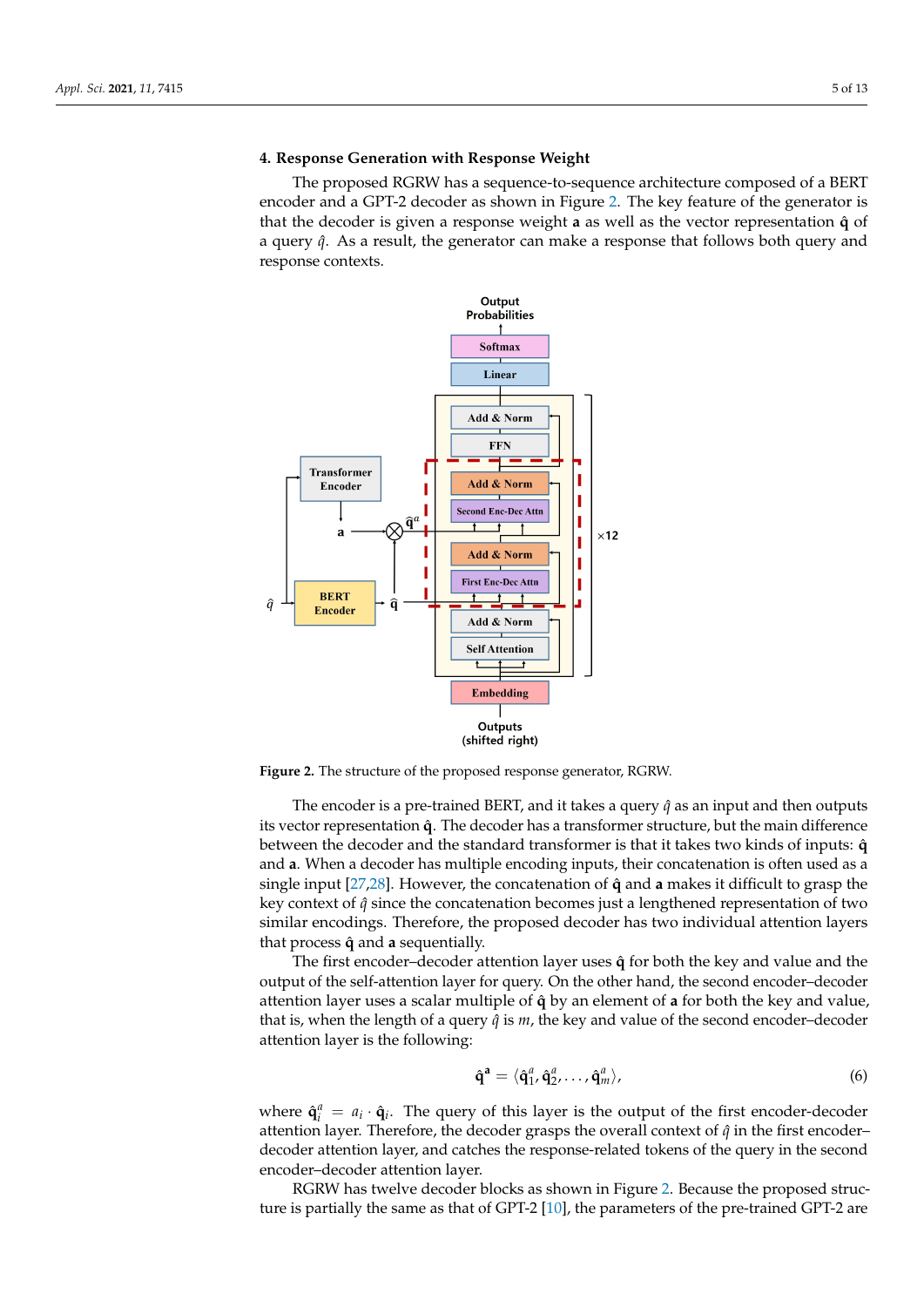## 4. Response Generation with Response Weight

The proposed RGRW has a sequence-to-sequence architecture composed of a BERT encoder and a GPT-2 decoder as shown in Figure 2. The key feature of the generator is that the decoder is given a response weight $\mathbf{a}$ as well as the vector representation $\hat{\mathbf{q}}$ of a query $\hat{q}$. As a result, the generator can make a response that follows both query and response contexts.

**Figure 2.** The structure of the proposed response generator, RGRW.

The encoder is a pre-trained BERT, and it takes a query $\hat{q}$ as an input and then outputs its vector representation $\hat{\mathbf{q}}$. The decoder has a transformer structure, but the main difference between the decoder and the standard transformer is that it takes two kinds of inputs: $\hat{\mathbf{q}}$ and $\mathbf{a}$. When a decoder has multiple encoding inputs, their concatenation is often used as a single input [27,28]. However, the concatenation of $\hat{\mathbf{q}}$ and $\mathbf{a}$ makes it difficult to grasp the key context of $\hat{q}$ since the concatenation becomes just a lengthened representation of two similar encodings. Therefore, the proposed decoder has two individual attention layers that process $\hat{\mathbf{q}}$ and $\mathbf{a}$ sequentially.

The first encoder–decoder attention layer uses $\hat{\mathbf{q}}$ for both the key and value and the output of the self-attention layer for query. On the other hand, the second encoder–decoder attention layer uses a scalar multiple of $\hat{\mathbf{q}}$ by an element of $\mathbf{a}$ for both the key and value, that is, when the length of a query $\hat{q}$ is $m$, the key and value of the second encoder–decoder attention layer is the following:

$$\hat{\mathbf{q}}^{\mathbf{a}} = \langle \hat{\mathbf{q}}_1^a, \hat{\mathbf{q}}_2^a, \ldots, \hat{\mathbf{q}}_m^a \rangle, \tag{6}$$

where $\hat{\mathbf{q}}_i^a = a_i \cdot \hat{\mathbf{q}}_i$. The query of this layer is the output of the first encoder-decoder attention layer. Therefore, the decoder grasps the overall context of $\hat{q}$ in the first encoder–decoder attention layer, and catches the response-related tokens of the query in the second encoder–decoder attention layer.

RGRW has twelve decoder blocks as shown in Figure 2. Because the proposed structure is partially the same as that of GPT-2 [10], the parameters of the pre-trained GPT-2 are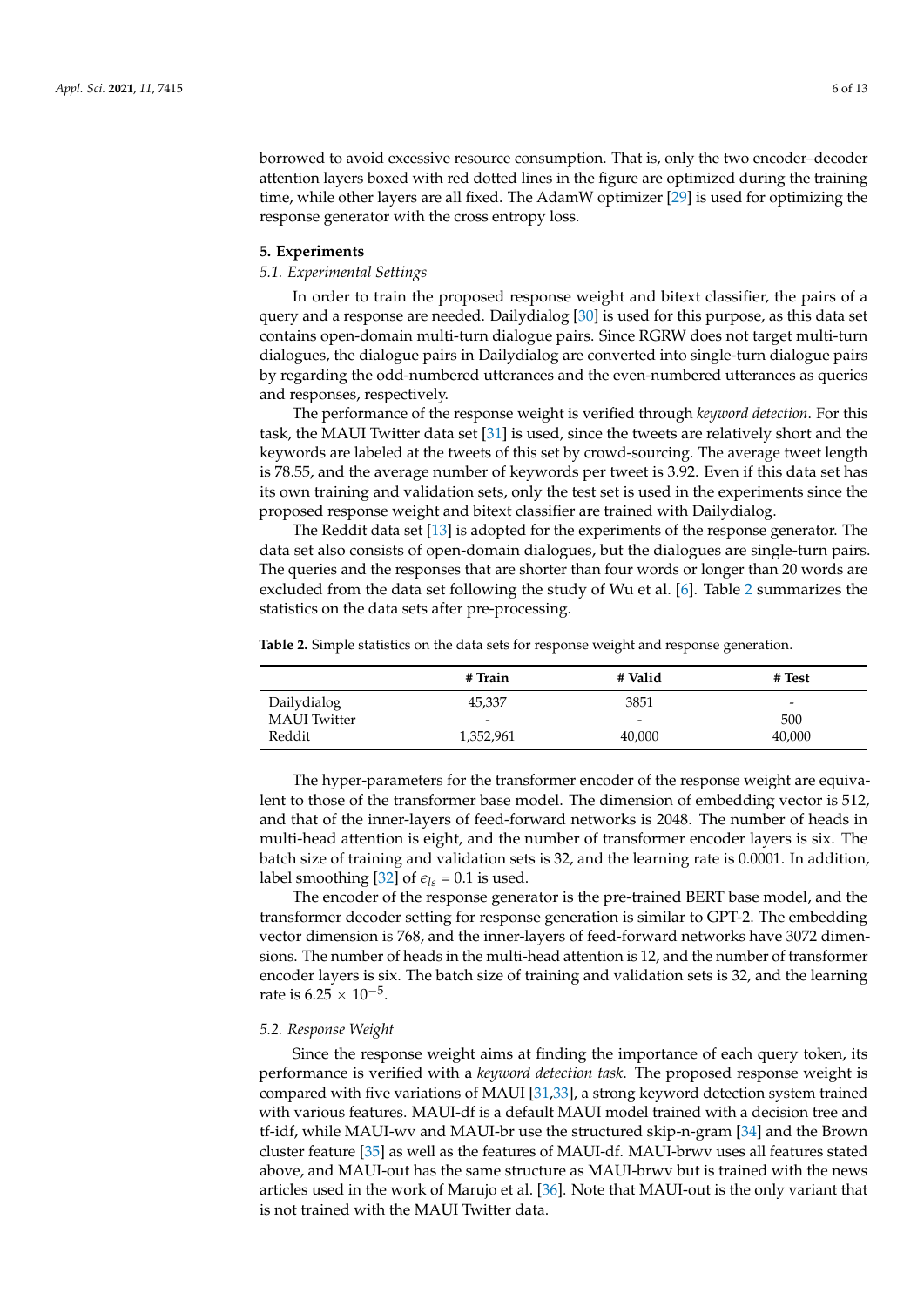borrowed to avoid excessive resource consumption. That is, only the two encoder–decoder attention layers boxed with red dotted lines in the figure are optimized during the training time, while other layers are all fixed. The AdamW optimizer [29] is used for optimizing the response generator with the cross entropy loss.

## 5. Experiments

### *5.1. Experimental Settings*

In order to train the proposed response weight and bitext classifier, the pairs of a query and a response are needed. Dailydialog [30] is used for this purpose, as this data set contains open-domain multi-turn dialogue pairs. Since RGRW does not target multi-turn dialogues, the dialogue pairs in Dailydialog are converted into single-turn dialogue pairs by regarding the odd-numbered utterances and the even-numbered utterances as queries and responses, respectively.

The performance of the response weight is verified through *keyword detection*. For this task, the MAUI Twitter data set [31] is used, since the tweets are relatively short and the keywords are labeled at the tweets of this set by crowd-sourcing. The average tweet length is 78.55, and the average number of keywords per tweet is 3.92. Even if this data set has its own training and validation sets, only the test set is used in the experiments since the proposed response weight and bitext classifier are trained with Dailydialog.

The Reddit data set [13] is adopted for the experiments of the response generator. The data set also consists of open-domain dialogues, but the dialogues are single-turn pairs. The queries and the responses that are shorter than four words or longer than 20 words are excluded from the data set following the study of Wu et al. [6]. Table 2 summarizes the statistics on the data sets after pre-processing.

**Table 2.** Simple statistics on the data sets for response weight and response generation.

| | # Train | # Valid | # Test |
|---|---|---|---|
| Dailydialog | 45,337 | 3851 | - |
| MAUI Twitter | - | - | 500 |
| Reddit | 1,352,961 | 40,000 | 40,000 |

The hyper-parameters for the transformer encoder of the response weight are equivalent to those of the transformer base model. The dimension of embedding vector is 512, and that of the inner-layers of feed-forward networks is 2048. The number of heads in multi-head attention is eight, and the number of transformer encoder layers is six. The batch size of training and validation sets is 32, and the learning rate is 0.0001. In addition, label smoothing [32] of $\epsilon_{ls}$ = 0.1 is used.

The encoder of the response generator is the pre-trained BERT base model, and the transformer decoder setting for response generation is similar to GPT-2. The embedding vector dimension is 768, and the inner-layers of feed-forward networks have 3072 dimensions. The number of heads in the multi-head attention is 12, and the number of transformer encoder layers is six. The batch size of training and validation sets is 32, and the learning rate is $6.25 \times 10^{-5}$.

### *5.2. Response Weight*

Since the response weight aims at finding the importance of each query token, its performance is verified with a *keyword detection task*. The proposed response weight is compared with five variations of MAUI [31,33], a strong keyword detection system trained with various features. MAUI-df is a default MAUI model trained with a decision tree and tf-idf, while MAUI-wv and MAUI-br use the structured skip-n-gram [34] and the Brown cluster feature [35] as well as the features of MAUI-df. MAUI-brwv uses all features stated above, and MAUI-out has the same structure as MAUI-brwv but is trained with the news articles used in the work of Marujo et al. [36]. Note that MAUI-out is the only variant that is not trained with the MAUI Twitter data.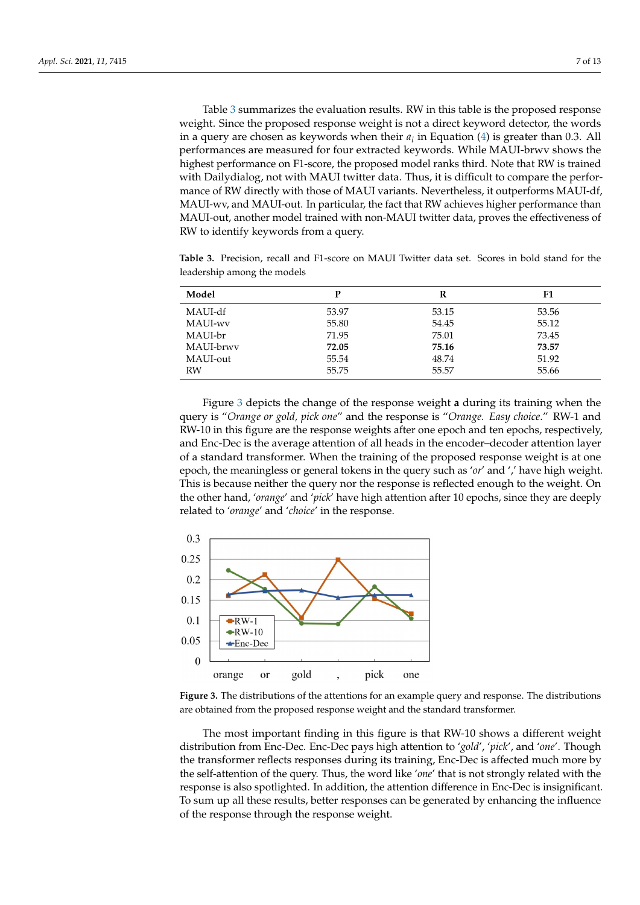Table 3 summarizes the evaluation results. RW in this table is the proposed response weight. Since the proposed response weight is not a direct keyword detector, the words in a query are chosen as keywords when their $a_i$ in Equation (4) is greater than 0.3. All performances are measured for four extracted keywords. While MAUI-brwv shows the highest performance on F1-score, the proposed model ranks third. Note that RW is trained with Dailydialog, not with MAUI twitter data. Thus, it is difficult to compare the performance of RW directly with those of MAUI variants. Nevertheless, it outperforms MAUI-df, MAUI-wv, and MAUI-out. In particular, the fact that RW achieves higher performance than MAUI-out, another model trained with non-MAUI twitter data, proves the effectiveness of RW to identify keywords from a query.

**Table 3.** Precision, recall and F1-score on MAUI Twitter data set. Scores in bold stand for the leadership among the models

| Model | P | R | F1 |
|---|---|---|---|
| MAUI-df | 53.97 | 53.15 | 53.56 |
| MAUI-wv | 55.80 | 54.45 | 55.12 |
| MAUI-br | 71.95 | 75.01 | 73.45 |
| MAUI-brwv | **72.05** | **75.16** | **73.57** |
| MAUI-out | 55.54 | 48.74 | 51.92 |
| RW | 55.75 | 55.57 | 55.66 |

Figure 3 depicts the change of the response weight **a** during its training when the query is "*Orange or gold, pick one*" and the response is "*Orange. Easy choice*." RW-1 and RW-10 in this figure are the response weights after one epoch and ten epochs, respectively, and Enc-Dec is the average attention of all heads in the encoder–decoder attention layer of a standard transformer. When the training of the proposed response weight is at one epoch, the meaningless or general tokens in the query such as '*or*' and ',' have high weight. This is because neither the query nor the response is reflected enough to the weight. On the other hand, '*orange*' and '*pick*' have high attention after 10 epochs, since they are deeply related to '*orange*' and '*choice*' in the response.

**Figure 3.** The distributions of the attentions for an example query and response. The distributions are obtained from the proposed response weight and the standard transformer.

The most important finding in this figure is that RW-10 shows a different weight distribution from Enc-Dec. Enc-Dec pays high attention to '*gold*', '*pick*', and '*one*'. Though the transformer reflects responses during its training, Enc-Dec is affected much more by the self-attention of the query. Thus, the word like '*one*' that is not strongly related with the response is also spotlighted. In addition, the attention difference in Enc-Dec is insignificant. To sum up all these results, better responses can be generated by enhancing the influence of the response through the response weight.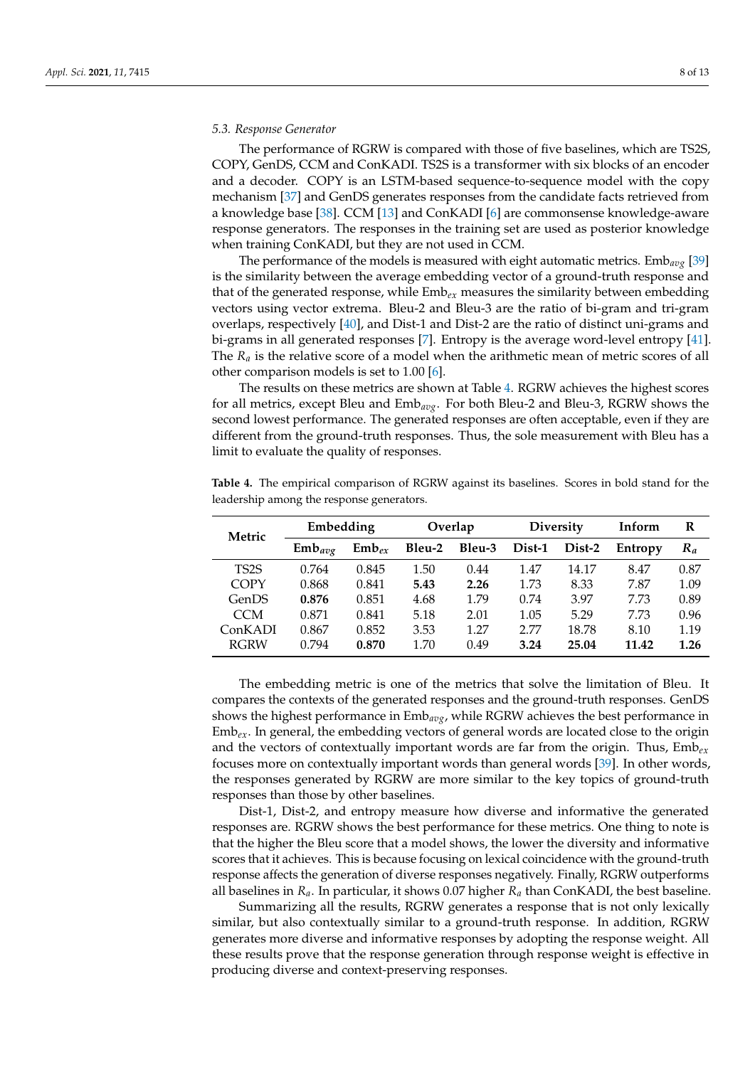### 5.3. Response Generator

The performance of RGRW is compared with those of five baselines, which are TS2S, COPY, GenDS, CCM and ConKADI. TS2S is a transformer with six blocks of an encoder and a decoder. COPY is an LSTM-based sequence-to-sequence model with the copy mechanism [37] and GenDS generates responses from the candidate facts retrieved from a knowledge base [38]. CCM [13] and ConKADI [6] are commonsense knowledge-aware response generators. The responses in the training set are used as posterior knowledge when training ConKADI, but they are not used in CCM.

The performance of the models is measured with eight automatic metrics. $\text{Emb}_{avg}$ [39] is the similarity between the average embedding vector of a ground-truth response and that of the generated response, while $\text{Emb}_{ex}$ measures the similarity between embedding vectors using vector extrema. Bleu-2 and Bleu-3 are the ratio of bi-gram and tri-gram overlaps, respectively [40], and Dist-1 and Dist-2 are the ratio of distinct uni-grams and bi-grams in all generated responses [7]. Entropy is the average word-level entropy [41]. The $R_a$ is the relative score of a model when the arithmetic mean of metric scores of all other comparison models is set to 1.00 [6].

The results on these metrics are shown at Table 4. RGRW achieves the highest scores for all metrics, except Bleu and $\text{Emb}_{avg}$. For both Bleu-2 and Bleu-3, RGRW shows the second lowest performance. The generated responses are often acceptable, even if they are different from the ground-truth responses. Thus, the sole measurement with Bleu has a limit to evaluate the quality of responses.

**Table 4.** The empirical comparison of RGRW against its baselines. Scores in bold stand for the leadership among the response generators.

| Metric | Embedding | | Overlap | | Diversity | | Inform | R |
|---|---|---|---|---|---|---|---|---|
| | $\text{Emb}_{avg}$ | $\text{Emb}_{ex}$ | Bleu-2 | Bleu-3 | Dist-1 | Dist-2 | Entropy | $R_a$ |
| TS2S | 0.764 | 0.845 | 1.50 | 0.44 | 1.47 | 14.17 | 8.47 | 0.87 |
| COPY | 0.868 | 0.841 | **5.43** | **2.26** | 1.73 | 8.33 | 7.87 | 1.09 |
| GenDS | **0.876** | 0.851 | 4.68 | 1.79 | 0.74 | 3.97 | 7.73 | 0.89 |
| CCM | 0.871 | 0.841 | 5.18 | 2.01 | 1.05 | 5.29 | 7.73 | 0.96 |
| ConKADI | 0.867 | 0.852 | 3.53 | 1.27 | 2.77 | 18.78 | 8.10 | 1.19 |
| RGRW | 0.794 | **0.870** | 1.70 | 0.49 | **3.24** | **25.04** | **11.42** | **1.26** |

The embedding metric is one of the metrics that solve the limitation of Bleu. It compares the contexts of the generated responses and the ground-truth responses. GenDS shows the highest performance in $\text{Emb}_{avg}$, while RGRW achieves the best performance in $\text{Emb}_{ex}$. In general, the embedding vectors of general words are located close to the origin and the vectors of contextually important words are far from the origin. Thus, $\text{Emb}_{ex}$ focuses more on contextually important words than general words [39]. In other words, the responses generated by RGRW are more similar to the key topics of ground-truth responses than those by other baselines.

Dist-1, Dist-2, and entropy measure how diverse and informative the generated responses are. RGRW shows the best performance for these metrics. One thing to note is that the higher the Bleu score that a model shows, the lower the diversity and informative scores that it achieves. This is because focusing on lexical coincidence with the ground-truth response affects the generation of diverse responses negatively. Finally, RGRW outperforms all baselines in $R_a$. In particular, it shows 0.07 higher $R_a$ than ConKADI, the best baseline.

Summarizing all the results, RGRW generates a response that is not only lexically similar, but also contextually similar to a ground-truth response. In addition, RGRW generates more diverse and informative responses by adopting the response weight. All these results prove that the response generation through response weight is effective in producing diverse and context-preserving responses.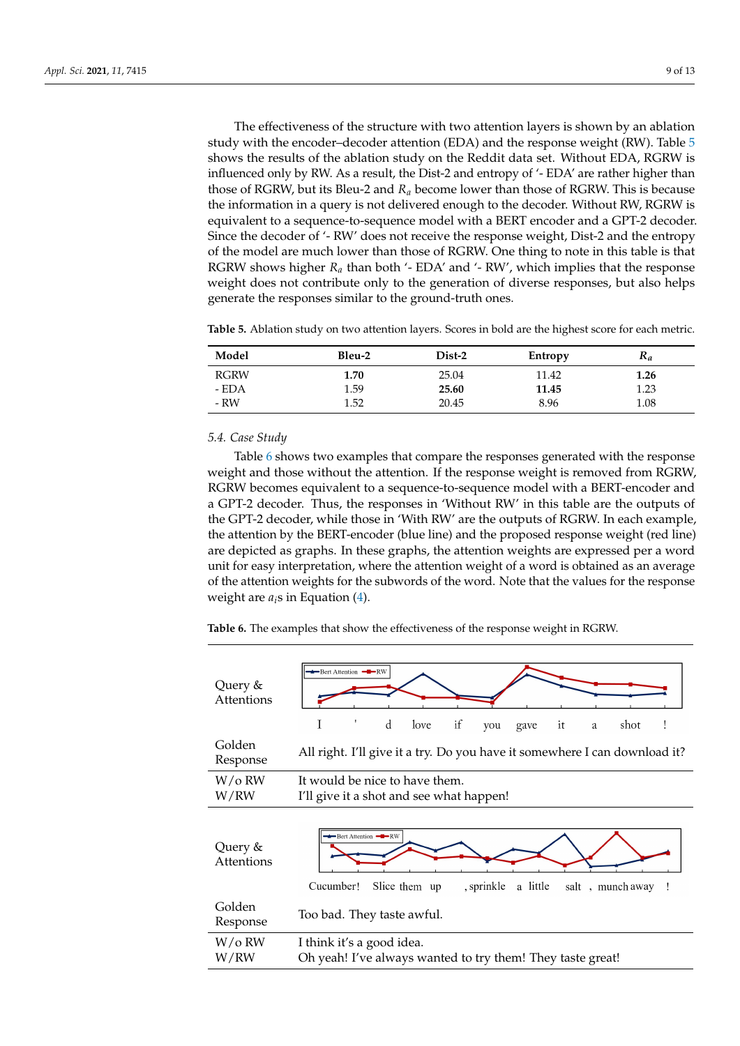The effectiveness of the structure with two attention layers is shown by an ablation study with the encoder–decoder attention (EDA) and the response weight (RW). Table 5 shows the results of the ablation study on the Reddit data set. Without EDA, RGRW is influenced only by RW. As a result, the Dist-2 and entropy of '- EDA' are rather higher than those of RGRW, but its Bleu-2 and $R_a$ become lower than those of RGRW. This is because the information in a query is not delivered enough to the decoder. Without RW, RGRW is equivalent to a sequence-to-sequence model with a BERT encoder and a GPT-2 decoder. Since the decoder of '- RW' does not receive the response weight, Dist-2 and the entropy of the model are much lower than those of RGRW. One thing to note in this table is that RGRW shows higher $R_a$ than both '- EDA' and '- RW', which implies that the response weight does not contribute only to the generation of diverse responses, but also helps generate the responses similar to the ground-truth ones.

**Table 5.** Ablation study on two attention layers. Scores in bold are the highest score for each metric.

| Model | Bleu-2 | Dist-2 | Entropy | $R_a$ |
|---|---|---|---|---|
| RGRW | **1.70** | 25.04 | 11.42 | **1.26** |
| - EDA | 1.59 | **25.60** | **11.45** | 1.23 |
| - RW | 1.52 | 20.45 | 8.96 | 1.08 |

### 5.4. Case Study

Table 6 shows two examples that compare the responses generated with the response weight and those without the attention. If the response weight is removed from RGRW, RGRW becomes equivalent to a sequence-to-sequence model with a BERT-encoder and a GPT-2 decoder. Thus, the responses in 'Without RW' in this table are the outputs of the GPT-2 decoder, while those in 'With RW' are the outputs of RGRW. In each example, the attention by the BERT-encoder (blue line) and the proposed response weight (red line) are depicted as graphs. In these graphs, the attention weights are expressed per a word unit for easy interpretation, where the attention weight of a word is obtained as an average of the attention weights for the subwords of the word. Note that the values for the response weight are $a_i$s in Equation (4).

**Table 6.** The examples that show the effectiveness of the response weight in RGRW.

| | |
|---|---|
| Query & Attentions | (Graph: Bert Attention, RW) I ' d love if you gave it a shot ! |
| Golden Response | All right. I'll give it a try. Do you have it somewhere I can download it? |
| W/o RW<br>W/RW | It would be nice to have them.<br>I'll give it a shot and see what happen! |
| Query & Attentions | (Graph: Bert Attention, RW) Cucumber! Slice them up , sprinkle a little salt , munch away ! |
| Golden Response | Too bad. They taste awful. |
| W/o RW<br>W/RW | I think it's a good idea.<br>Oh yeah! I've always wanted to try them! They taste great! |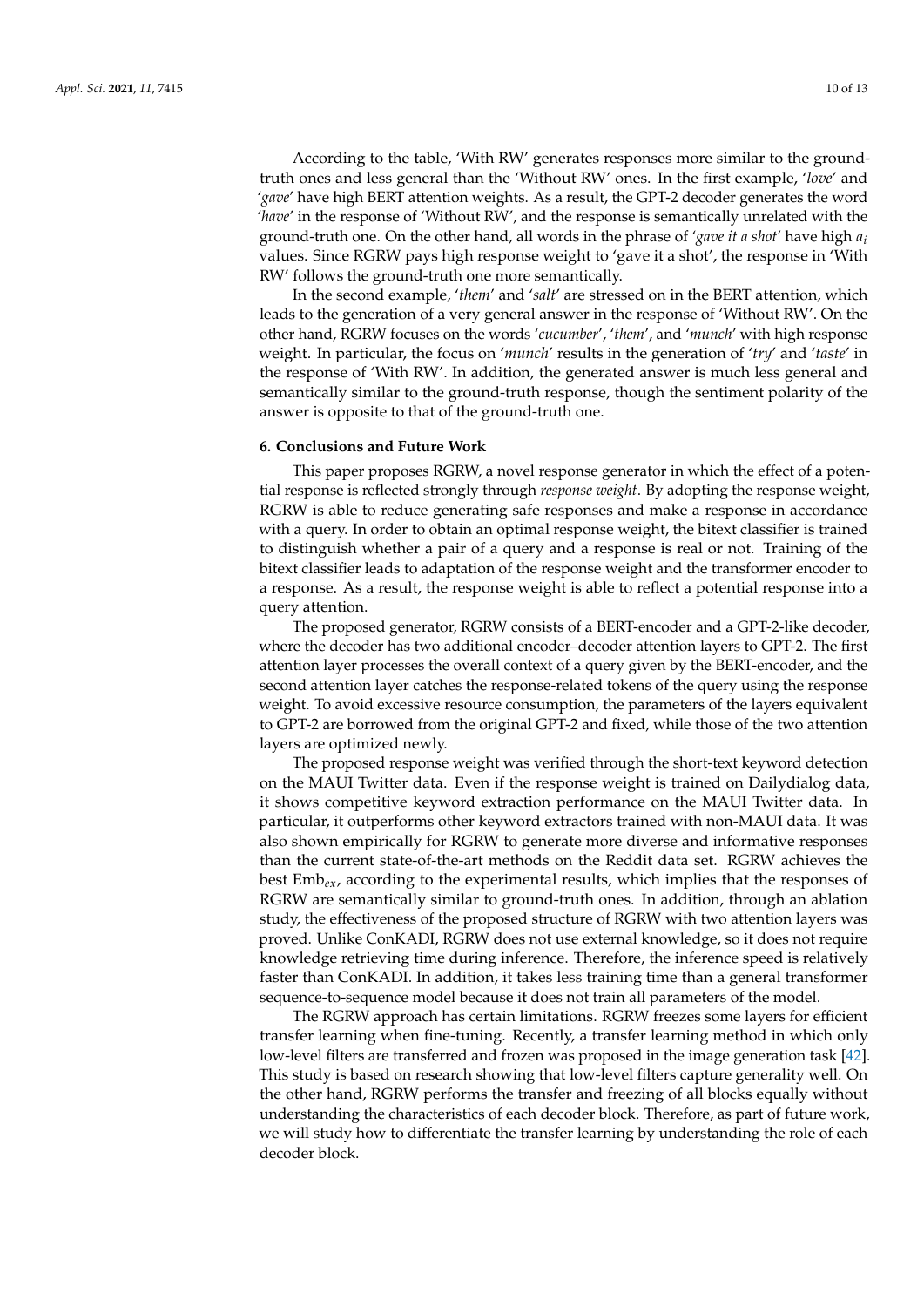According to the table, 'With RW' generates responses more similar to the ground-truth ones and less general than the 'Without RW' ones. In the first example, '*love*' and '*gave*' have high BERT attention weights. As a result, the GPT-2 decoder generates the word '*have*' in the response of 'Without RW', and the response is semantically unrelated with the ground-truth one. On the other hand, all words in the phrase of '*gave it a shot*' have high $a_i$ values. Since RGRW pays high response weight to 'gave it a shot', the response in 'With RW' follows the ground-truth one more semantically.

In the second example, '*them*' and '*salt*' are stressed on in the BERT attention, which leads to the generation of a very general answer in the response of 'Without RW'. On the other hand, RGRW focuses on the words '*cucumber*', '*them*', and '*munch*' with high response weight. In particular, the focus on '*munch*' results in the generation of '*try*' and '*taste*' in the response of 'With RW'. In addition, the generated answer is much less general and semantically similar to the ground-truth response, though the sentiment polarity of the answer is opposite to that of the ground-truth one.

## 6. Conclusions and Future Work

This paper proposes RGRW, a novel response generator in which the effect of a potential response is reflected strongly through *response weight*. By adopting the response weight, RGRW is able to reduce generating safe responses and make a response in accordance with a query. In order to obtain an optimal response weight, the bitext classifier is trained to distinguish whether a pair of a query and a response is real or not. Training of the bitext classifier leads to adaptation of the response weight and the transformer encoder to a response. As a result, the response weight is able to reflect a potential response into a query attention.

The proposed generator, RGRW consists of a BERT-encoder and a GPT-2-like decoder, where the decoder has two additional encoder–decoder attention layers to GPT-2. The first attention layer processes the overall context of a query given by the BERT-encoder, and the second attention layer catches the response-related tokens of the query using the response weight. To avoid excessive resource consumption, the parameters of the layers equivalent to GPT-2 are borrowed from the original GPT-2 and fixed, while those of the two attention layers are optimized newly.

The proposed response weight was verified through the short-text keyword detection on the MAUI Twitter data. Even if the response weight is trained on Dailydialog data, it shows competitive keyword extraction performance on the MAUI Twitter data. In particular, it outperforms other keyword extractors trained with non-MAUI data. It was also shown empirically for RGRW to generate more diverse and informative responses than the current state-of-the-art methods on the Reddit data set. RGRW achieves the best $\text{Emb}_{ex}$, according to the experimental results, which implies that the responses of RGRW are semantically similar to ground-truth ones. In addition, through an ablation study, the effectiveness of the proposed structure of RGRW with two attention layers was proved. Unlike ConKADI, RGRW does not use external knowledge, so it does not require knowledge retrieving time during inference. Therefore, the inference speed is relatively faster than ConKADI. In addition, it takes less training time than a general transformer sequence-to-sequence model because it does not train all parameters of the model.

The RGRW approach has certain limitations. RGRW freezes some layers for efficient transfer learning when fine-tuning. Recently, a transfer learning method in which only low-level filters are transferred and frozen was proposed in the image generation task [42]. This study is based on research showing that low-level filters capture generality well. On the other hand, RGRW performs the transfer and freezing of all blocks equally without understanding the characteristics of each decoder block. Therefore, as part of future work, we will study how to differentiate the transfer learning by understanding the role of each decoder block.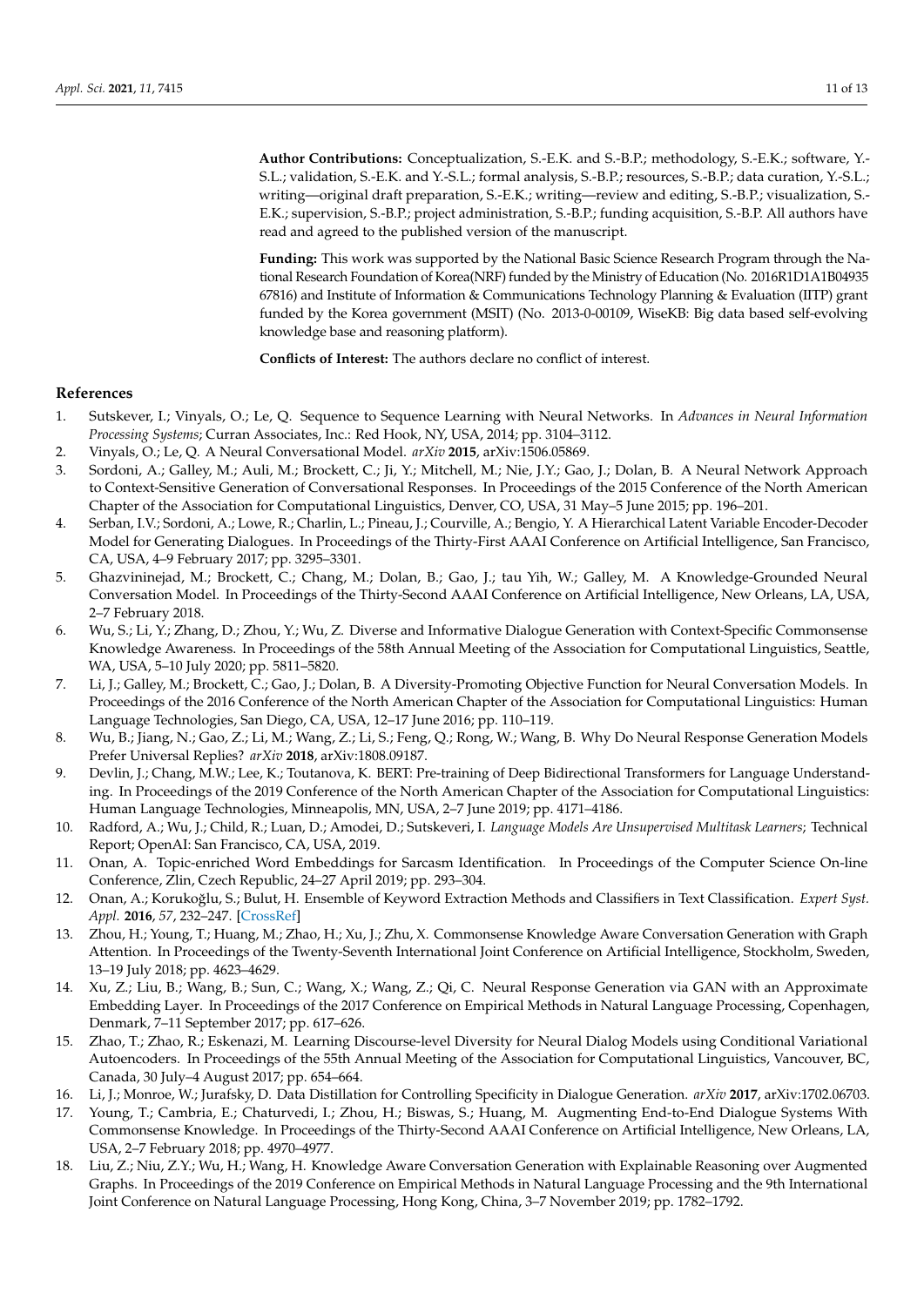**Author Contributions:** Conceptualization, S.-E.K. and S.-B.P.; methodology, S.-E.K.; software, Y.-S.L.; validation, S.-E.K. and Y.-S.L.; formal analysis, S.-B.P.; resources, S.-B.P.; data curation, Y.-S.L.; writing—original draft preparation, S.-E.K.; writing—review and editing, S.-B.P.; visualization, S.-E.K.; supervision, S.-B.P.; project administration, S.-B.P.; funding acquisition, S.-B.P. All authors have read and agreed to the published version of the manuscript.

**Funding:** This work was supported by the National Basic Science Research Program through the National Research Foundation of Korea(NRF) funded by the Ministry of Education (No. 2016R1D1A1B04935 67816) and Institute of Information & Communications Technology Planning & Evaluation (IITP) grant funded by the Korea government (MSIT) (No. 2013-0-00109, WiseKB: Big data based self-evolving knowledge base and reasoning platform).

**Conflicts of Interest:** The authors declare no conflict of interest.

## References

1. Sutskever, I.; Vinyals, O.; Le, Q. Sequence to Sequence Learning with Neural Networks. In *Advances in Neural Information Processing Systems*; Curran Associates, Inc.: Red Hook, NY, USA, 2014; pp. 3104–3112.
2. Vinyals, O.; Le, Q. A Neural Conversational Model. *arXiv* **2015**, arXiv:1506.05869.
3. Sordoni, A.; Galley, M.; Auli, M.; Brockett, C.; Ji, Y.; Mitchell, M.; Nie, J.Y.; Gao, J.; Dolan, B. A Neural Network Approach to Context-Sensitive Generation of Conversational Responses. In Proceedings of the 2015 Conference of the North American Chapter of the Association for Computational Linguistics, Denver, CO, USA, 31 May–5 June 2015; pp. 196–201.
4. Serban, I.V.; Sordoni, A.; Lowe, R.; Charlin, L.; Pineau, J.; Courville, A.; Bengio, Y. A Hierarchical Latent Variable Encoder-Decoder Model for Generating Dialogues. In Proceedings of the Thirty-First AAAI Conference on Artificial Intelligence, San Francisco, CA, USA, 4–9 February 2017; pp. 3295–3301.
5. Ghazvininejad, M.; Brockett, C.; Chang, M.; Dolan, B.; Gao, J.; tau Yih, W.; Galley, M. A Knowledge-Grounded Neural Conversation Model. In Proceedings of the Thirty-Second AAAI Conference on Artificial Intelligence, New Orleans, LA, USA, 2–7 February 2018.
6. Wu, S.; Li, Y.; Zhang, D.; Zhou, Y.; Wu, Z. Diverse and Informative Dialogue Generation with Context-Specific Commonsense Knowledge Awareness. In Proceedings of the 58th Annual Meeting of the Association for Computational Linguistics, Seattle, WA, USA, 5–10 July 2020; pp. 5811–5820.
7. Li, J.; Galley, M.; Brockett, C.; Gao, J.; Dolan, B. A Diversity-Promoting Objective Function for Neural Conversation Models. In Proceedings of the 2016 Conference of the North American Chapter of the Association for Computational Linguistics: Human Language Technologies, San Diego, CA, USA, 12–17 June 2016; pp. 110–119.
8. Wu, B.; Jiang, N.; Gao, Z.; Li, M.; Wang, Z.; Li, S.; Feng, Q.; Rong, W.; Wang, B. Why Do Neural Response Generation Models Prefer Universal Replies? *arXiv* **2018**, arXiv:1808.09187.
9. Devlin, J.; Chang, M.W.; Lee, K.; Toutanova, K. BERT: Pre-training of Deep Bidirectional Transformers for Language Understanding. In Proceedings of the 2019 Conference of the North American Chapter of the Association for Computational Linguistics: Human Language Technologies, Minneapolis, MN, USA, 2–7 June 2019; pp. 4171–4186.
10. Radford, A.; Wu, J.; Child, R.; Luan, D.; Amodei, D.; Sutskeveri, I. *Language Models Are Unsupervised Multitask Learners*; Technical Report; OpenAI: San Francisco, CA, USA, 2019.
11. Onan, A. Topic-enriched Word Embeddings for Sarcasm Identification. In Proceedings of the Computer Science On-line Conference, Zlin, Czech Republic, 24–27 April 2019; pp. 293–304.
12. Onan, A.; Korukoğlu, S.; Bulut, H. Ensemble of Keyword Extraction Methods and Classifiers in Text Classification. *Expert Syst. Appl.* **2016**, *57*, 232–247. [CrossRef]
13. Zhou, H.; Young, T.; Huang, M.; Zhao, H.; Xu, J.; Zhu, X. Commonsense Knowledge Aware Conversation Generation with Graph Attention. In Proceedings of the Twenty-Seventh International Joint Conference on Artificial Intelligence, Stockholm, Sweden, 13–19 July 2018; pp. 4623–4629.
14. Xu, Z.; Liu, B.; Wang, B.; Sun, C.; Wang, X.; Wang, Z.; Qi, C. Neural Response Generation via GAN with an Approximate Embedding Layer. In Proceedings of the 2017 Conference on Empirical Methods in Natural Language Processing, Copenhagen, Denmark, 7–11 September 2017; pp. 617–626.
15. Zhao, T.; Zhao, R.; Eskenazi, M. Learning Discourse-level Diversity for Neural Dialog Models using Conditional Variational Autoencoders. In Proceedings of the 55th Annual Meeting of the Association for Computational Linguistics, Vancouver, BC, Canada, 30 July–4 August 2017; pp. 654–664.
16. Li, J.; Monroe, W.; Jurafsky, D. Data Distillation for Controlling Specificity in Dialogue Generation. *arXiv* **2017**, arXiv:1702.06703.
17. Young, T.; Cambria, E.; Chaturvedi, I.; Zhou, H.; Biswas, S.; Huang, M. Augmenting End-to-End Dialogue Systems With Commonsense Knowledge. In Proceedings of the Thirty-Second AAAI Conference on Artificial Intelligence, New Orleans, LA, USA, 2–7 February 2018; pp. 4970–4977.
18. Liu, Z.; Niu, Z.Y.; Wu, H.; Wang, H. Knowledge Aware Conversation Generation with Explainable Reasoning over Augmented Graphs. In Proceedings of the 2019 Conference on Empirical Methods in Natural Language Processing and the 9th International Joint Conference on Natural Language Processing, Hong Kong, China, 3–7 November 2019; pp. 1782–1792.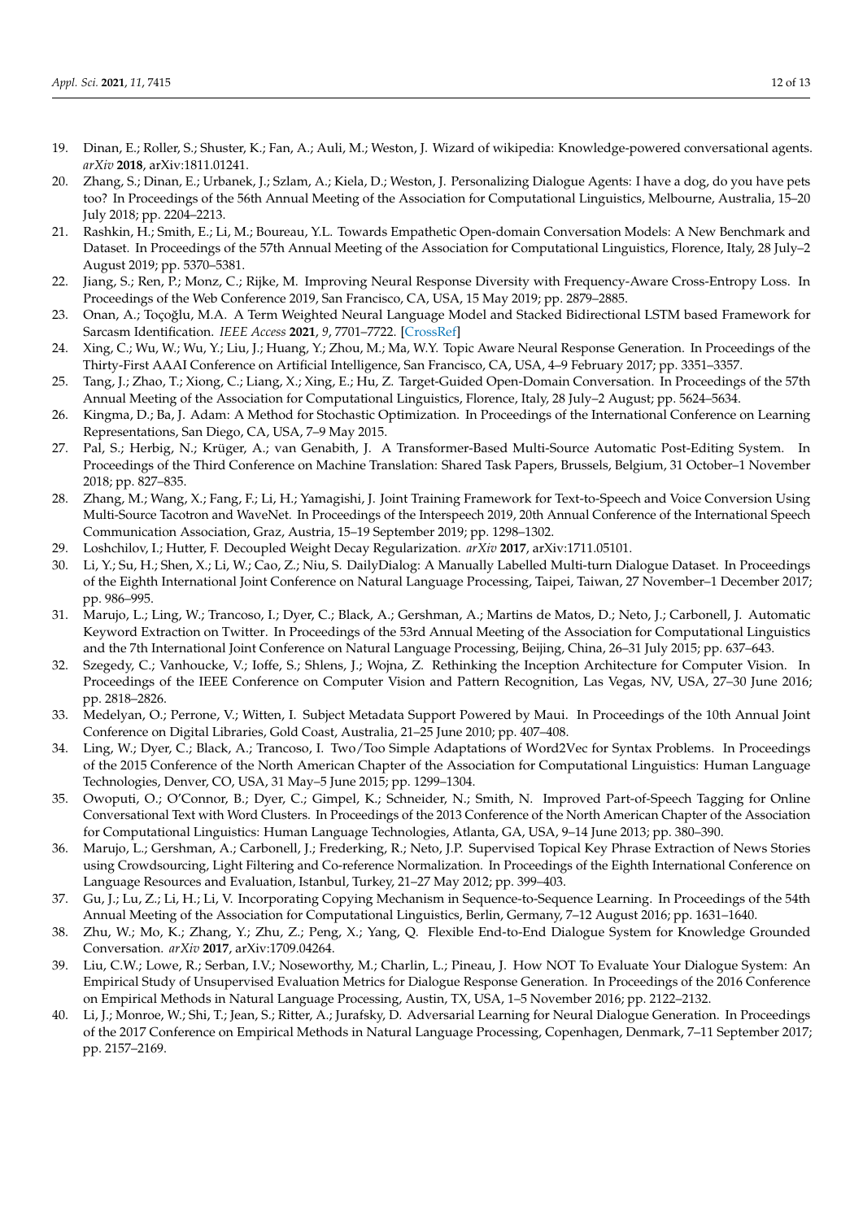19. Dinan, E.; Roller, S.; Shuster, K.; Fan, A.; Auli, M.; Weston, J. Wizard of wikipedia: Knowledge-powered conversational agents. *arXiv* **2018**, arXiv:1811.01241.
20. Zhang, S.; Dinan, E.; Urbanek, J.; Szlam, A.; Kiela, D.; Weston, J. Personalizing Dialogue Agents: I have a dog, do you have pets too? In Proceedings of the 56th Annual Meeting of the Association for Computational Linguistics, Melbourne, Australia, 15–20 July 2018; pp. 2204–2213.
21. Rashkin, H.; Smith, E.; Li, M.; Boureau, Y.L. Towards Empathetic Open-domain Conversation Models: A New Benchmark and Dataset. In Proceedings of the 57th Annual Meeting of the Association for Computational Linguistics, Florence, Italy, 28 July–2 August 2019; pp. 5370–5381.
22. Jiang, S.; Ren, P.; Monz, C.; Rijke, M. Improving Neural Response Diversity with Frequency-Aware Cross-Entropy Loss. In Proceedings of the Web Conference 2019, San Francisco, CA, USA, 15 May 2019; pp. 2879–2885.
23. Onan, A.; Toçoğlu, M.A. A Term Weighted Neural Language Model and Stacked Bidirectional LSTM based Framework for Sarcasm Identification. *IEEE Access* **2021**, *9*, 7701–7722. [CrossRef]
24. Xing, C.; Wu, W.; Wu, Y.; Liu, J.; Huang, Y.; Zhou, M.; Ma, W.Y. Topic Aware Neural Response Generation. In Proceedings of the Thirty-First AAAI Conference on Artificial Intelligence, San Francisco, CA, USA, 4–9 February 2017; pp. 3351–3357.
25. Tang, J.; Zhao, T.; Xiong, C.; Liang, X.; Xing, E.; Hu, Z. Target-Guided Open-Domain Conversation. In Proceedings of the 57th Annual Meeting of the Association for Computational Linguistics, Florence, Italy, 28 July–2 August; pp. 5624–5634.
26. Kingma, D.; Ba, J. Adam: A Method for Stochastic Optimization. In Proceedings of the International Conference on Learning Representations, San Diego, CA, USA, 7–9 May 2015.
27. Pal, S.; Herbig, N.; Krüger, A.; van Genabith, J. A Transformer-Based Multi-Source Automatic Post-Editing System. In Proceedings of the Third Conference on Machine Translation: Shared Task Papers, Brussels, Belgium, 31 October–1 November 2018; pp. 827–835.
28. Zhang, M.; Wang, X.; Fang, F.; Li, H.; Yamagishi, J. Joint Training Framework for Text-to-Speech and Voice Conversion Using Multi-Source Tacotron and WaveNet. In Proceedings of the Interspeech 2019, 20th Annual Conference of the International Speech Communication Association, Graz, Austria, 15–19 September 2019; pp. 1298–1302.
29. Loshchilov, I.; Hutter, F. Decoupled Weight Decay Regularization. *arXiv* **2017**, arXiv:1711.05101.
30. Li, Y.; Su, H.; Shen, X.; Li, W.; Cao, Z.; Niu, S. DailyDialog: A Manually Labelled Multi-turn Dialogue Dataset. In Proceedings of the Eighth International Joint Conference on Natural Language Processing, Taipei, Taiwan, 27 November–1 December 2017; pp. 986–995.
31. Marujo, L.; Ling, W.; Trancoso, I.; Dyer, C.; Black, A.; Gershman, A.; Martins de Matos, D.; Neto, J.; Carbonell, J. Automatic Keyword Extraction on Twitter. In Proceedings of the 53rd Annual Meeting of the Association for Computational Linguistics and the 7th International Joint Conference on Natural Language Processing, Beijing, China, 26–31 July 2015; pp. 637–643.
32. Szegedy, C.; Vanhoucke, V.; Ioffe, S.; Shlens, J.; Wojna, Z. Rethinking the Inception Architecture for Computer Vision. In Proceedings of the IEEE Conference on Computer Vision and Pattern Recognition, Las Vegas, NV, USA, 27–30 June 2016; pp. 2818–2826.
33. Medelyan, O.; Perrone, V.; Witten, I. Subject Metadata Support Powered by Maui. In Proceedings of the 10th Annual Joint Conference on Digital Libraries, Gold Coast, Australia, 21–25 June 2010; pp. 407–408.
34. Ling, W.; Dyer, C.; Black, A.; Trancoso, I. Two/Too Simple Adaptations of Word2Vec for Syntax Problems. In Proceedings of the 2015 Conference of the North American Chapter of the Association for Computational Linguistics: Human Language Technologies, Denver, CO, USA, 31 May–5 June 2015; pp. 1299–1304.
35. Owoputi, O.; O'Connor, B.; Dyer, C.; Gimpel, K.; Schneider, N.; Smith, N. Improved Part-of-Speech Tagging for Online Conversational Text with Word Clusters. In Proceedings of the 2013 Conference of the North American Chapter of the Association for Computational Linguistics: Human Language Technologies, Atlanta, GA, USA, 9–14 June 2013; pp. 380–390.
36. Marujo, L.; Gershman, A.; Carbonell, J.; Frederking, R.; Neto, J.P. Supervised Topical Key Phrase Extraction of News Stories using Crowdsourcing, Light Filtering and Co-reference Normalization. In Proceedings of the Eighth International Conference on Language Resources and Evaluation, Istanbul, Turkey, 21–27 May 2012; pp. 399–403.
37. Gu, J.; Lu, Z.; Li, H.; Li, V. Incorporating Copying Mechanism in Sequence-to-Sequence Learning. In Proceedings of the 54th Annual Meeting of the Association for Computational Linguistics, Berlin, Germany, 7–12 August 2016; pp. 1631–1640.
38. Zhu, W.; Mo, K.; Zhang, Y.; Zhu, Z.; Peng, X.; Yang, Q. Flexible End-to-End Dialogue System for Knowledge Grounded Conversation. *arXiv* **2017**, arXiv:1709.04264.
39. Liu, C.W.; Lowe, R.; Serban, I.V.; Noseworthy, M.; Charlin, L.; Pineau, J. How NOT To Evaluate Your Dialogue System: An Empirical Study of Unsupervised Evaluation Metrics for Dialogue Response Generation. In Proceedings of the 2016 Conference on Empirical Methods in Natural Language Processing, Austin, TX, USA, 1–5 November 2016; pp. 2122–2132.
40. Li, J.; Monroe, W.; Shi, T.; Jean, S.; Ritter, A.; Jurafsky, D. Adversarial Learning for Neural Dialogue Generation. In Proceedings of the 2017 Conference on Empirical Methods in Natural Language Processing, Copenhagen, Denmark, 7–11 September 2017; pp. 2157–2169.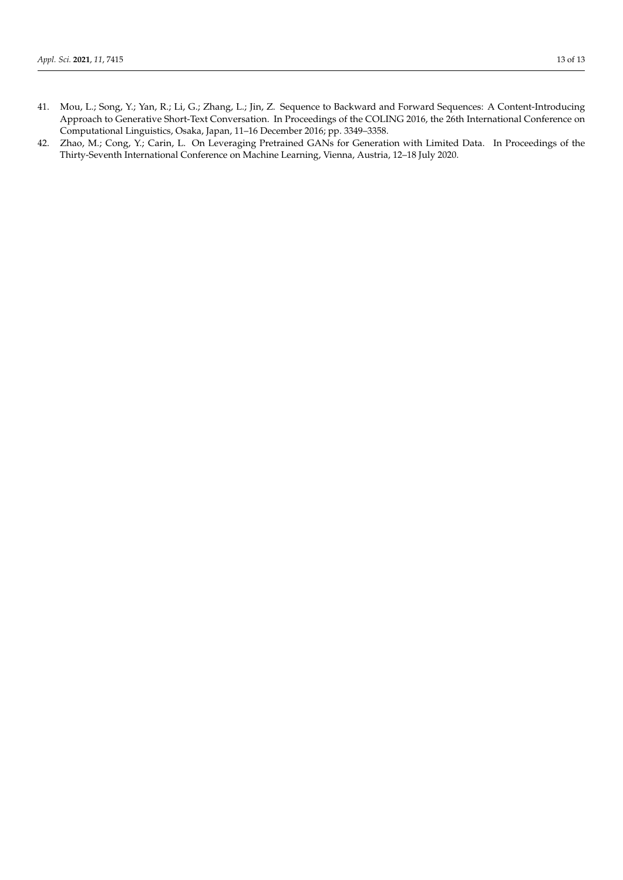41. Mou, L.; Song, Y.; Yan, R.; Li, G.; Zhang, L.; Jin, Z. Sequence to Backward and Forward Sequences: A Content-Introducing Approach to Generative Short-Text Conversation. In Proceedings of the COLING 2016, the 26th International Conference on Computational Linguistics, Osaka, Japan, 11–16 December 2016; pp. 3349–3358.
42. Zhao, M.; Cong, Y.; Carin, L. On Leveraging Pretrained GANs for Generation with Limited Data. In Proceedings of the Thirty-Seventh International Conference on Machine Learning, Vienna, Austria, 12–18 July 2020.